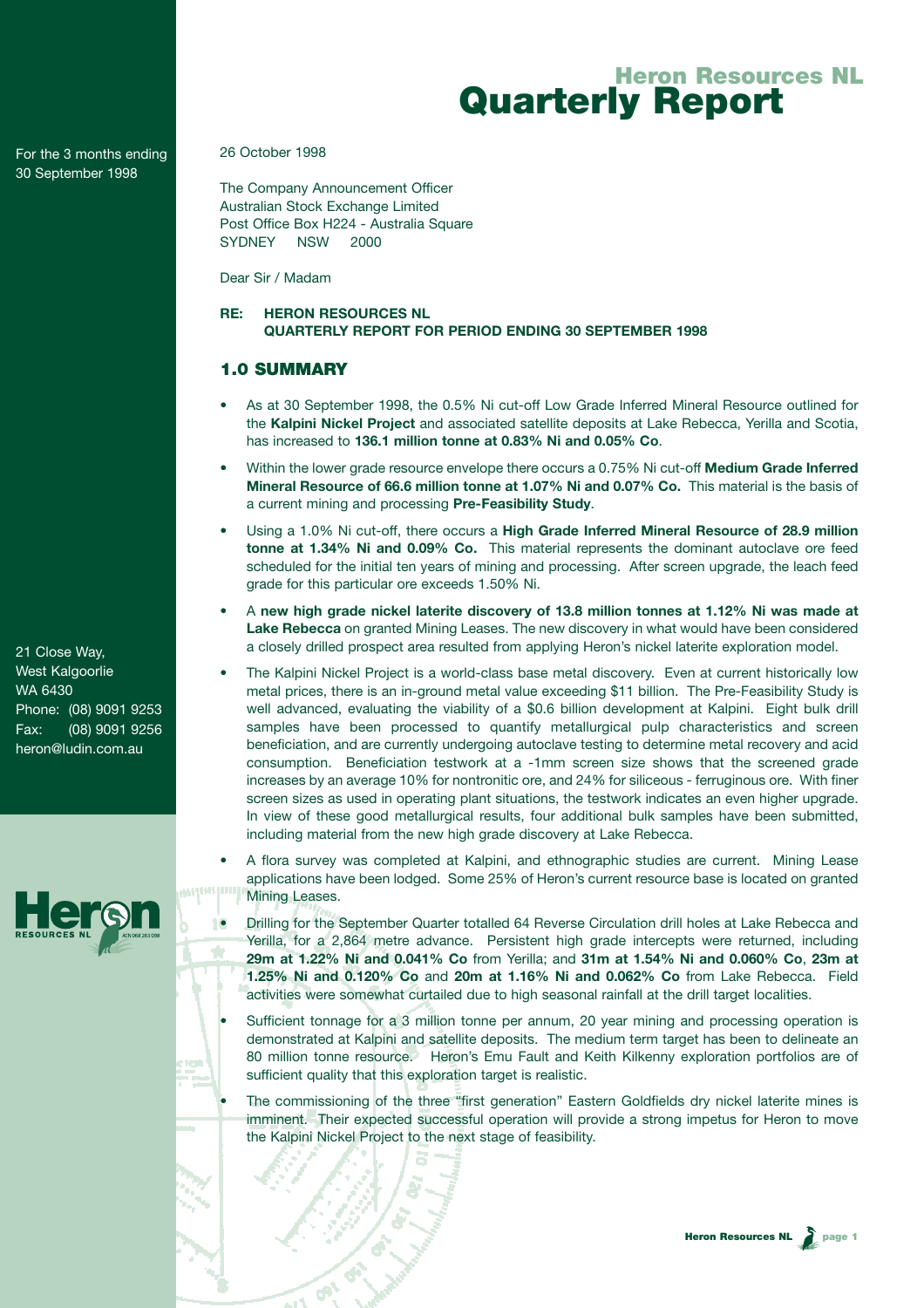# Heron Resources NL Quarterly Report

For the 3 months ending 30 September 1998

21 Close Way,
West Kalgoorlie
WA 6430
Phone: (08) 9091 9253
Fax: (08) 9091 9256
heron@ludin.com.au

26 October 1998

The Company Announcement Officer
Australian Stock Exchange Limited
Post Office Box H224 - Australia Square
SYDNEY NSW 2000

Dear Sir / Madam

**RE: HERON RESOURCES NL**
**QUARTERLY REPORT FOR PERIOD ENDING 30 SEPTEMBER 1998**

## 1.0 SUMMARY

- As at 30 September 1998, the 0.5% Ni cut-off Low Grade Inferred Mineral Resource outlined for the **Kalpini Nickel Project** and associated satellite deposits at Lake Rebecca, Yerilla and Scotia, has increased to **136.1 million tonne at 0.83% Ni and 0.05% Co**.
- Within the lower grade resource envelope there occurs a 0.75% Ni cut-off **Medium Grade Inferred Mineral Resource of 66.6 million tonne at 1.07% Ni and 0.07% Co.** This material is the basis of a current mining and processing **Pre-Feasibility Study**.
- Using a 1.0% Ni cut-off, there occurs a **High Grade Inferred Mineral Resource of 28.9 million tonne at 1.34% Ni and 0.09% Co.** This material represents the dominant autoclave ore feed scheduled for the initial ten years of mining and processing. After screen upgrade, the leach feed grade for this particular ore exceeds 1.50% Ni.
- A **new high grade nickel laterite discovery of 13.8 million tonnes at 1.12% Ni was made at Lake Rebecca** on granted Mining Leases. The new discovery in what would have been considered a closely drilled prospect area resulted from applying Heron's nickel laterite exploration model.
- The Kalpini Nickel Project is a world-class base metal discovery. Even at current historically low metal prices, there is an in-ground metal value exceeding $11 billion. The Pre-Feasibility Study is well advanced, evaluating the viability of a $0.6 billion development at Kalpini. Eight bulk drill samples have been processed to quantify metallurgical pulp characteristics and screen beneficiation, and are currently undergoing autoclave testing to determine metal recovery and acid consumption. Beneficiation testwork at a -1mm screen size shows that the screened grade increases by an average 10% for nontronitic ore, and 24% for siliceous - ferruginous ore. With finer screen sizes as used in operating plant situations, the testwork indicates an even higher upgrade. In view of these good metallurgical results, four additional bulk samples have been submitted, including material from the new high grade discovery at Lake Rebecca.
- A flora survey was completed at Kalpini, and ethnographic studies are current. Mining Lease applications have been lodged. Some 25% of Heron's current resource base is located on granted Mining Leases.
- Drilling for the September Quarter totalled 64 Reverse Circulation drill holes at Lake Rebecca and Yerilla, for a 2,864 metre advance. Persistent high grade intercepts were returned, including **29m at 1.22% Ni and 0.041% Co** from Yerilla; and **31m at 1.54% Ni and 0.060% Co**, **23m at 1.25% Ni and 0.120% Co** and **20m at 1.16% Ni and 0.062% Co** from Lake Rebecca. Field activities were somewhat curtailed due to high seasonal rainfall at the drill target localities.
- Sufficient tonnage for a 3 million tonne per annum, 20 year mining and processing operation is demonstrated at Kalpini and satellite deposits. The medium term target has been to delineate an 80 million tonne resource. Heron's Emu Fault and Keith Kilkenny exploration portfolios are of sufficient quality that this exploration target is realistic.
- The commissioning of the three "first generation" Eastern Goldfields dry nickel laterite mines is imminent. Their expected successful operation will provide a strong impetus for Heron to move the Kalpini Nickel Project to the next stage of feasibility.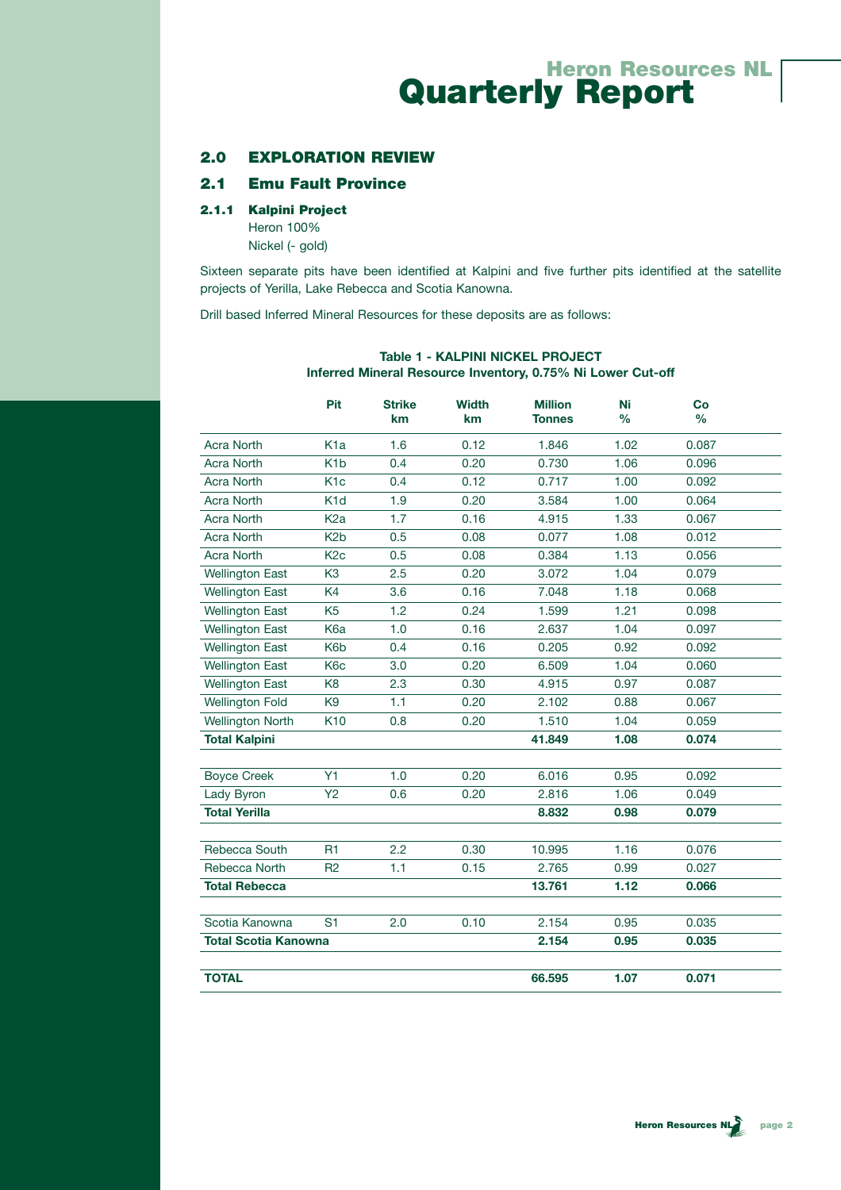## 2.0 EXPLORATION REVIEW

## 2.1 Emu Fault Province

### 2.1.1 Kalpini Project

Heron 100%

Nickel (- gold)

Sixteen separate pits have been identified at Kalpini and five further pits identified at the satellite projects of Yerilla, Lake Rebecca and Scotia Kanowna.

Drill based Inferred Mineral Resources for these deposits are as follows:

**Table 1 - KALPINI NICKEL PROJECT**
**Inferred Mineral Resource Inventory, 0.75% Ni Lower Cut-off**

| | Pit | Strike km | Width km | Million Tonnes | Ni % | Co % |
|---|---|---|---|---|---|---|
| Acra North | K1a | 1.6 | 0.12 | 1.846 | 1.02 | 0.087 |
| Acra North | K1b | 0.4 | 0.20 | 0.730 | 1.06 | 0.096 |
| Acra North | K1c | 0.4 | 0.12 | 0.717 | 1.00 | 0.092 |
| Acra North | K1d | 1.9 | 0.20 | 3.584 | 1.00 | 0.064 |
| Acra North | K2a | 1.7 | 0.16 | 4.915 | 1.33 | 0.067 |
| Acra North | K2b | 0.5 | 0.08 | 0.077 | 1.08 | 0.012 |
| Acra North | K2c | 0.5 | 0.08 | 0.384 | 1.13 | 0.056 |
| Wellington East | K3 | 2.5 | 0.20 | 3.072 | 1.04 | 0.079 |
| Wellington East | K4 | 3.6 | 0.16 | 7.048 | 1.18 | 0.068 |
| Wellington East | K5 | 1.2 | 0.24 | 1.599 | 1.21 | 0.098 |
| Wellington East | K6a | 1.0 | 0.16 | 2.637 | 1.04 | 0.097 |
| Wellington East | K6b | 0.4 | 0.16 | 0.205 | 0.92 | 0.092 |
| Wellington East | K6c | 3.0 | 0.20 | 6.509 | 1.04 | 0.060 |
| Wellington East | K8 | 2.3 | 0.30 | 4.915 | 0.97 | 0.087 |
| Wellington Fold | K9 | 1.1 | 0.20 | 2.102 | 0.88 | 0.067 |
| Wellington North | K10 | 0.8 | 0.20 | 1.510 | 1.04 | 0.059 |
| **Total Kalpini** | | | | **41.849** | **1.08** | **0.074** |
| | | | | | | |
| Boyce Creek | Y1 | 1.0 | 0.20 | 6.016 | 0.95 | 0.092 |
| Lady Byron | Y2 | 0.6 | 0.20 | 2.816 | 1.06 | 0.049 |
| **Total Yerilla** | | | | **8.832** | **0.98** | **0.079** |
| | | | | | | |
| Rebecca South | R1 | 2.2 | 0.30 | 10.995 | 1.16 | 0.076 |
| Rebecca North | R2 | 1.1 | 0.15 | 2.765 | 0.99 | 0.027 |
| **Total Rebecca** | | | | **13.761** | **1.12** | **0.066** |
| | | | | | | |
| Scotia Kanowna | S1 | 2.0 | 0.10 | 2.154 | 0.95 | 0.035 |
| **Total Scotia Kanowna** | | | | **2.154** | **0.95** | **0.035** |
| | | | | | | |
| **TOTAL** | | | | **66.595** | **1.07** | **0.071** |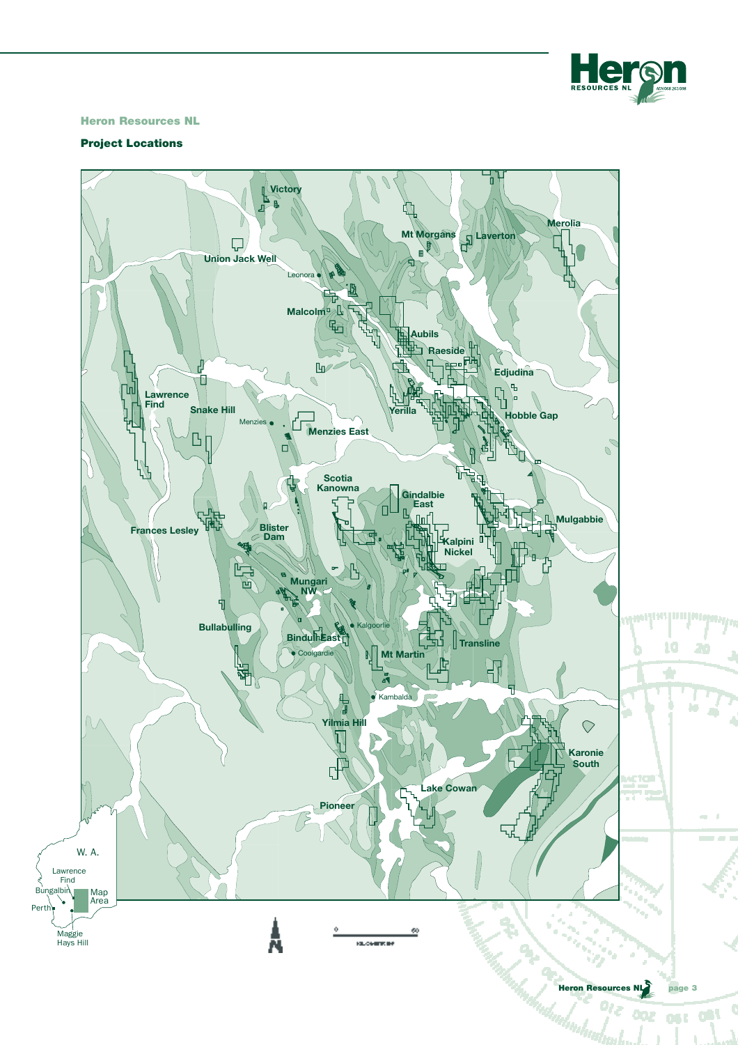## Heron Resources NL

### Project Locations

Victory

Mt Morgans

Laverton

Merolia

Union Jack Well

Leonora

Malcolm

Aubils

Raeside

Edjudina

Lawrence Find

Snake Hill

Yerilla

Hobble Gap

Menzies

Menzies East

Scotia Kanowna

Gindalbie East

Mulgabbie

Frances Lesley

Blister Dam

Kalpini Nickel

Mungari NW

Bullabulling

Kalgoorlie

Binduli East

Transline

Coolgardie

Mt Martin

Kambalda

Yilmia Hill

Karonie South

Lake Cowan

Pioneer

W. A.

Lawrence Find

Bungalbin

Map Area

Perth

Maggie Hays Hill

0 60

KILOMETRES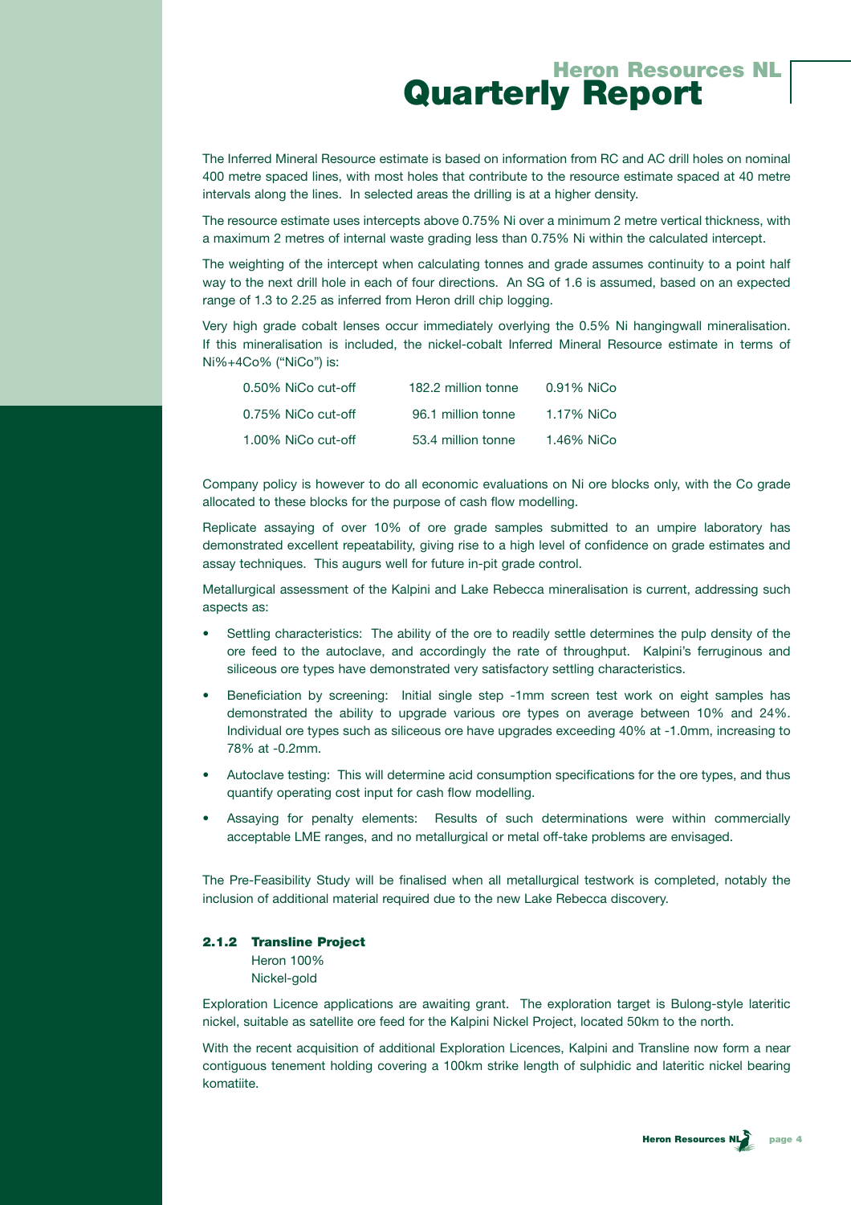The Inferred Mineral Resource estimate is based on information from RC and AC drill holes on nominal 400 metre spaced lines, with most holes that contribute to the resource estimate spaced at 40 metre intervals along the lines. In selected areas the drilling is at a higher density.

The resource estimate uses intercepts above 0.75% Ni over a minimum 2 metre vertical thickness, with a maximum 2 metres of internal waste grading less than 0.75% Ni within the calculated intercept.

The weighting of the intercept when calculating tonnes and grade assumes continuity to a point half way to the next drill hole in each of four directions. An SG of 1.6 is assumed, based on an expected range of 1.3 to 2.25 as inferred from Heron drill chip logging.

Very high grade cobalt lenses occur immediately overlying the 0.5% Ni hangingwall mineralisation. If this mineralisation is included, the nickel-cobalt Inferred Mineral Resource estimate in terms of Ni%+4Co% ("NiCo") is:

| | | |
|---|---|---|
| 0.50% NiCo cut-off | 182.2 million tonne | 0.91% NiCo |
| 0.75% NiCo cut-off | 96.1 million tonne | 1.17% NiCo |
| 1.00% NiCo cut-off | 53.4 million tonne | 1.46% NiCo |

Company policy is however to do all economic evaluations on Ni ore blocks only, with the Co grade allocated to these blocks for the purpose of cash flow modelling.

Replicate assaying of over 10% of ore grade samples submitted to an umpire laboratory has demonstrated excellent repeatability, giving rise to a high level of confidence on grade estimates and assay techniques. This augurs well for future in-pit grade control.

Metallurgical assessment of the Kalpini and Lake Rebecca mineralisation is current, addressing such aspects as:

- Settling characteristics: The ability of the ore to readily settle determines the pulp density of the ore feed to the autoclave, and accordingly the rate of throughput. Kalpini's ferruginous and siliceous ore types have demonstrated very satisfactory settling characteristics.
- Beneficiation by screening: Initial single step -1mm screen test work on eight samples has demonstrated the ability to upgrade various ore types on average between 10% and 24%. Individual ore types such as siliceous ore have upgrades exceeding 40% at -1.0mm, increasing to 78% at -0.2mm.
- Autoclave testing: This will determine acid consumption specifications for the ore types, and thus quantify operating cost input for cash flow modelling.
- Assaying for penalty elements: Results of such determinations were within commercially acceptable LME ranges, and no metallurgical or metal off-take problems are envisaged.

The Pre-Feasibility Study will be finalised when all metallurgical testwork is completed, notably the inclusion of additional material required due to the new Lake Rebecca discovery.

#### 2.1.2 Transline Project

Heron 100%
Nickel-gold

Exploration Licence applications are awaiting grant. The exploration target is Bulong-style lateritic nickel, suitable as satellite ore feed for the Kalpini Nickel Project, located 50km to the north.

With the recent acquisition of additional Exploration Licences, Kalpini and Transline now form a near contiguous tenement holding covering a 100km strike length of sulphidic and lateritic nickel bearing komatiite.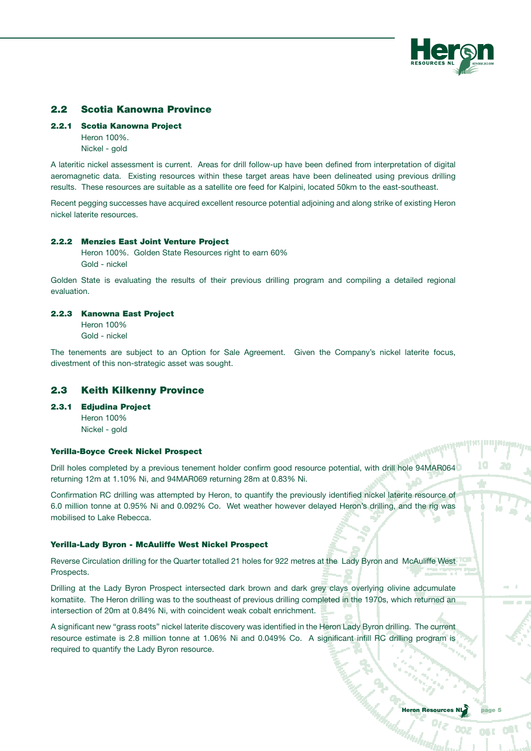## 2.2 Scotia Kanowna Province

### 2.2.1 Scotia Kanowna Project

Heron 100%.
Nickel - gold

A lateritic nickel assessment is current. Areas for drill follow-up have been defined from interpretation of digital aeromagnetic data. Existing resources within these target areas have been delineated using previous drilling results. These resources are suitable as a satellite ore feed for Kalpini, located 50km to the east-southeast.

Recent pegging successes have acquired excellent resource potential adjoining and along strike of existing Heron nickel laterite resources.

### 2.2.2 Menzies East Joint Venture Project

Heron 100%. Golden State Resources right to earn 60%
Gold - nickel

Golden State is evaluating the results of their previous drilling program and compiling a detailed regional evaluation.

### 2.2.3 Kanowna East Project

Heron 100%
Gold - nickel

The tenements are subject to an Option for Sale Agreement. Given the Company's nickel laterite focus, divestment of this non-strategic asset was sought.

## 2.3 Keith Kilkenny Province

### 2.3.1 Edjudina Project

Heron 100%
Nickel - gold

#### Yerilla-Boyce Creek Nickel Prospect

Drill holes completed by a previous tenement holder confirm good resource potential, with drill hole 94MAR064 returning 12m at 1.10% Ni, and 94MAR069 returning 28m at 0.83% Ni.

Confirmation RC drilling was attempted by Heron, to quantify the previously identified nickel laterite resource of 6.0 million tonne at 0.95% Ni and 0.092% Co. Wet weather however delayed Heron's drilling, and the rig was mobilised to Lake Rebecca.

#### Yerilla-Lady Byron - McAuliffe West Nickel Prospect

Reverse Circulation drilling for the Quarter totalled 21 holes for 922 metres at the Lady Byron and McAuliffe West Prospects.

Drilling at the Lady Byron Prospect intersected dark brown and dark grey clays overlying olivine adcumulate komatiite. The Heron drilling was to the southeast of previous drilling completed in the 1970s, which returned an intersection of 20m at 0.84% Ni, with coincident weak cobalt enrichment.

A significant new "grass roots" nickel laterite discovery was identified in the Heron Lady Byron drilling. The current resource estimate is 2.8 million tonne at 1.06% Ni and 0.049% Co. A significant infill RC drilling program is required to quantify the Lady Byron resource.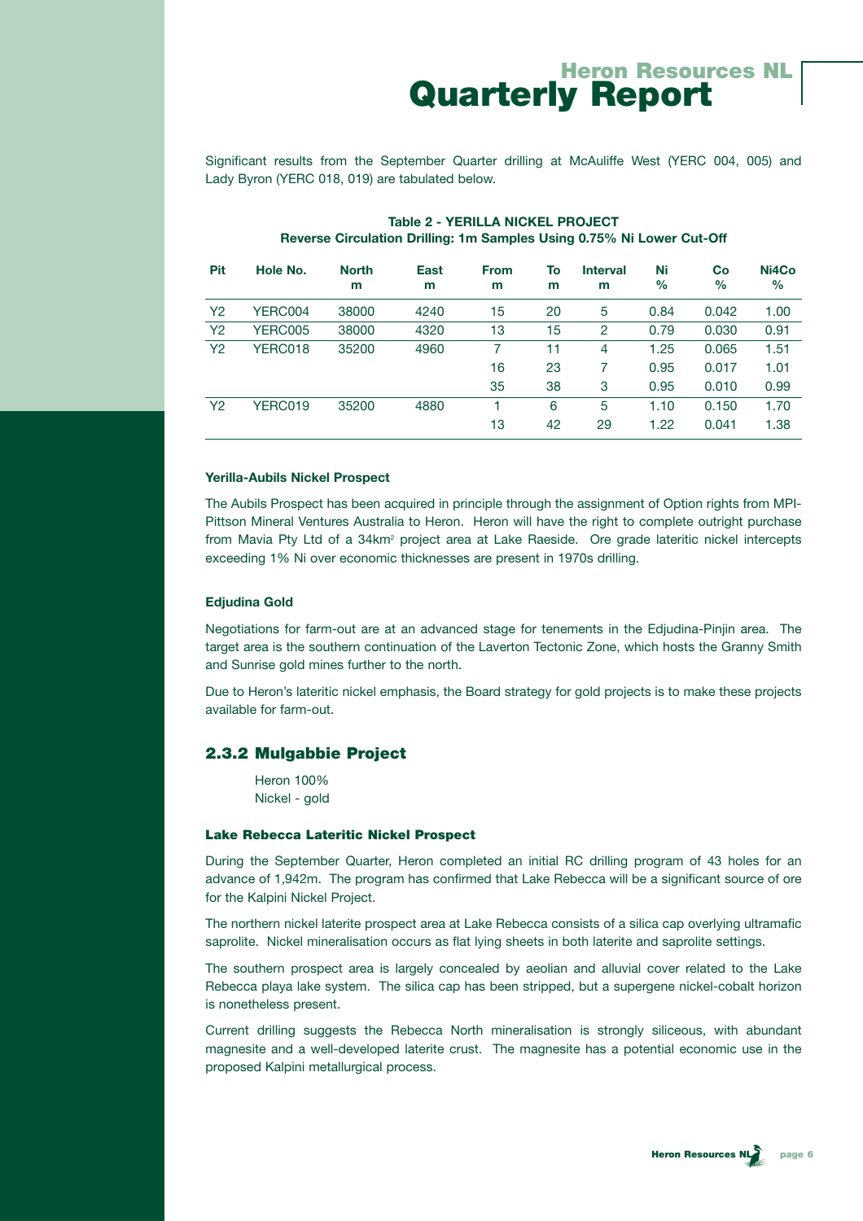Significant results from the September Quarter drilling at McAuliffe West (YERC 004, 005) and Lady Byron (YERC 018, 019) are tabulated below.

**Table 2 - YERILLA NICKEL PROJECT**
**Reverse Circulation Drilling: 1m Samples Using 0.75% Ni Lower Cut-Off**

| Pit | Hole No. | North m | East m | From m | To m | Interval m | Ni % | Co % | Ni4Co % |
|---|---|---|---|---|---|---|---|---|---|
| Y2 | YERC004 | 38000 | 4240 | 15 | 20 | 5 | 0.84 | 0.042 | 1.00 |
| Y2 | YERC005 | 38000 | 4320 | 13 | 15 | 2 | 0.79 | 0.030 | 0.91 |
| Y2 | YERC018 | 35200 | 4960 | 7 | 11 | 4 | 1.25 | 0.065 | 1.51 |
| | | | | 16 | 23 | 7 | 0.95 | 0.017 | 1.01 |
| | | | | 35 | 38 | 3 | 0.95 | 0.010 | 0.99 |
| Y2 | YERC019 | 35200 | 4880 | 1 | 6 | 5 | 1.10 | 0.150 | 1.70 |
| | | | | 13 | 42 | 29 | 1.22 | 0.041 | 1.38 |

**Yerilla-Aubils Nickel Prospect**

The Aubils Prospect has been acquired in principle through the assignment of Option rights from MPI-Pittson Mineral Ventures Australia to Heron. Heron will have the right to complete outright purchase from Mavia Pty Ltd of a 34km$^2$ project area at Lake Raeside. Ore grade lateritic nickel intercepts exceeding 1% Ni over economic thicknesses are present in 1970s drilling.

**Edjudina Gold**

Negotiations for farm-out are at an advanced stage for tenements in the Edjudina-Pinjin area. The target area is the southern continuation of the Laverton Tectonic Zone, which hosts the Granny Smith and Sunrise gold mines further to the north.

Due to Heron's lateritic nickel emphasis, the Board strategy for gold projects is to make these projects available for farm-out.

## 2.3.2 Mulgabbie Project

Heron 100%
Nickel - gold

**Lake Rebecca Lateritic Nickel Prospect**

During the September Quarter, Heron completed an initial RC drilling program of 43 holes for an advance of 1,942m. The program has confirmed that Lake Rebecca will be a significant source of ore for the Kalpini Nickel Project.

The northern nickel laterite prospect area at Lake Rebecca consists of a silica cap overlying ultramafic saprolite. Nickel mineralisation occurs as flat lying sheets in both laterite and saprolite settings.

The southern prospect area is largely concealed by aeolian and alluvial cover related to the Lake Rebecca playa lake system. The silica cap has been stripped, but a supergene nickel-cobalt horizon is nonetheless present.

Current drilling suggests the Rebecca North mineralisation is strongly siliceous, with abundant magnesite and a well-developed laterite crust. The magnesite has a potential economic use in the proposed Kalpini metallurgical process.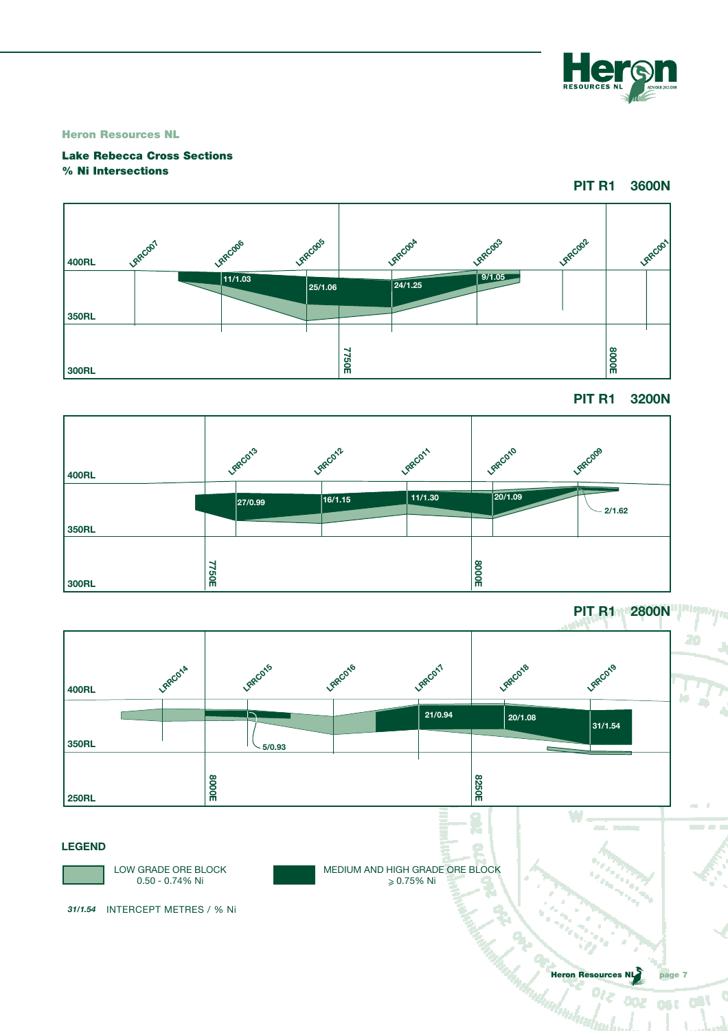**Heron Resources NL**

**Lake Rebecca Cross Sections**
**% Ni Intersections**

## PIT R1 3600N

400RL — LRRC007, LRRC006, LRRC005, LRRC004, LRRC003, LRRC002, LRRC001

11/1.03, 25/1.06, 24/1.25, 9/1.05

350RL

7750E, 8000E

300RL

## PIT R1 3200N

400RL — LRRC013, LRRC012, LRRC011, LRRC010, LRRC009

27/0.99, 16/1.15, 11/1.30, 20/1.09, 2/1.62

350RL

7750E, 8000E

300RL

## PIT R1 2800N

400RL — LRRC014, LRRC015, LRRC016, LRRC017, LRRC018, LRRC019

5/0.93, 21/0.94, 20/1.08, 31/1.54

350RL

8000E, 8250E

250RL

**LEGEND**

- LOW GRADE ORE BLOCK 0.50 - 0.74% Ni
- MEDIUM AND HIGH GRADE ORE BLOCK ⩾ 0.75% Ni

*31/1.54* INTERCEPT METRES / % Ni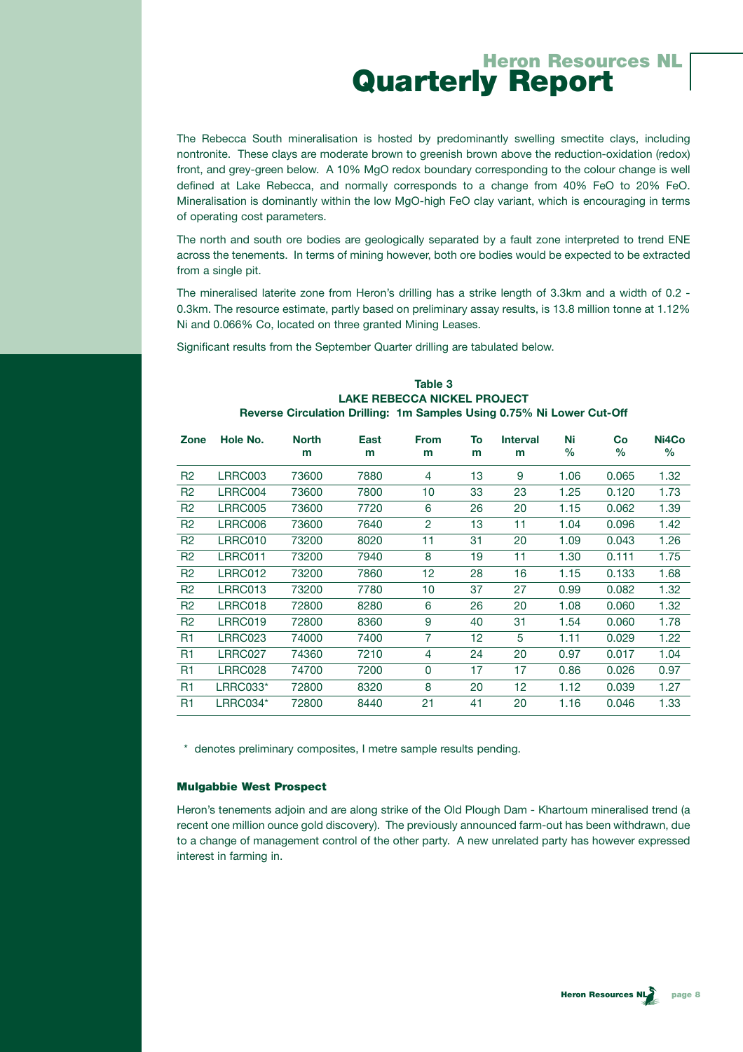The Rebecca South mineralisation is hosted by predominantly swelling smectite clays, including nontronite. These clays are moderate brown to greenish brown above the reduction-oxidation (redox) front, and grey-green below. A 10% MgO redox boundary corresponding to the colour change is well defined at Lake Rebecca, and normally corresponds to a change from 40% FeO to 20% FeO. Mineralisation is dominantly within the low MgO-high FeO clay variant, which is encouraging in terms of operating cost parameters.

The north and south ore bodies are geologically separated by a fault zone interpreted to trend ENE across the tenements. In terms of mining however, both ore bodies would be expected to be extracted from a single pit.

The mineralised laterite zone from Heron's drilling has a strike length of 3.3km and a width of 0.2 - 0.3km. The resource estimate, partly based on preliminary assay results, is 13.8 million tonne at 1.12% Ni and 0.066% Co, located on three granted Mining Leases.

Significant results from the September Quarter drilling are tabulated below.

**Table 3**
**LAKE REBECCA NICKEL PROJECT**
**Reverse Circulation Drilling: 1m Samples Using 0.75% Ni Lower Cut-Off**

| Zone | Hole No. | North m | East m | From m | To m | Interval m | Ni % | Co % | Ni4Co % |
|---|---|---|---|---|---|---|---|---|---|
| R2 | LRRC003 | 73600 | 7880 | 4 | 13 | 9 | 1.06 | 0.065 | 1.32 |
| R2 | LRRC004 | 73600 | 7800 | 10 | 33 | 23 | 1.25 | 0.120 | 1.73 |
| R2 | LRRC005 | 73600 | 7720 | 6 | 26 | 20 | 1.15 | 0.062 | 1.39 |
| R2 | LRRC006 | 73600 | 7640 | 2 | 13 | 11 | 1.04 | 0.096 | 1.42 |
| R2 | LRRC010 | 73200 | 8020 | 11 | 31 | 20 | 1.09 | 0.043 | 1.26 |
| R2 | LRRC011 | 73200 | 7940 | 8 | 19 | 11 | 1.30 | 0.111 | 1.75 |
| R2 | LRRC012 | 73200 | 7860 | 12 | 28 | 16 | 1.15 | 0.133 | 1.68 |
| R2 | LRRC013 | 73200 | 7780 | 10 | 37 | 27 | 0.99 | 0.082 | 1.32 |
| R2 | LRRC018 | 72800 | 8280 | 6 | 26 | 20 | 1.08 | 0.060 | 1.32 |
| R2 | LRRC019 | 72800 | 8360 | 9 | 40 | 31 | 1.54 | 0.060 | 1.78 |
| R1 | LRRC023 | 74000 | 7400 | 7 | 12 | 5 | 1.11 | 0.029 | 1.22 |
| R1 | LRRC027 | 74360 | 7210 | 4 | 24 | 20 | 0.97 | 0.017 | 1.04 |
| R1 | LRRC028 | 74700 | 7200 | 0 | 17 | 17 | 0.86 | 0.026 | 0.97 |
| R1 | LRRC033* | 72800 | 8320 | 8 | 20 | 12 | 1.12 | 0.039 | 1.27 |
| R1 | LRRC034* | 72800 | 8440 | 21 | 41 | 20 | 1.16 | 0.046 | 1.33 |

\* denotes preliminary composites, I metre sample results pending.

#### Mulgabbie West Prospect

Heron's tenements adjoin and are along strike of the Old Plough Dam - Khartoum mineralised trend (a recent one million ounce gold discovery). The previously announced farm-out has been withdrawn, due to a change of management control of the other party. A new unrelated party has however expressed interest in farming in.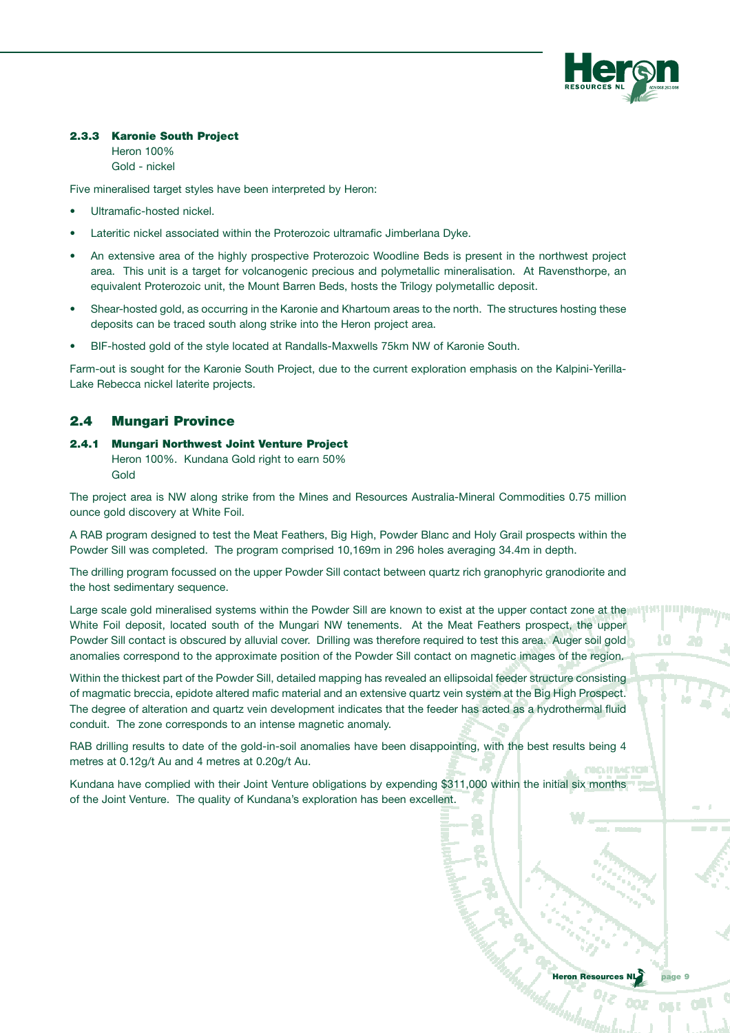### 2.3.3 Karonie South Project

Heron 100%
Gold - nickel

Five mineralised target styles have been interpreted by Heron:

- Ultramafic-hosted nickel.
- Lateritic nickel associated within the Proterozoic ultramafic Jimberlana Dyke.
- An extensive area of the highly prospective Proterozoic Woodline Beds is present in the northwest project area. This unit is a target for volcanogenic precious and polymetallic mineralisation. At Ravensthorpe, an equivalent Proterozoic unit, the Mount Barren Beds, hosts the Trilogy polymetallic deposit.
- Shear-hosted gold, as occurring in the Karonie and Khartoum areas to the north. The structures hosting these deposits can be traced south along strike into the Heron project area.
- BIF-hosted gold of the style located at Randalls-Maxwells 75km NW of Karonie South.

Farm-out is sought for the Karonie South Project, due to the current exploration emphasis on the Kalpini-Yerilla-Lake Rebecca nickel laterite projects.

## 2.4 Mungari Province

### 2.4.1 Mungari Northwest Joint Venture Project

Heron 100%. Kundana Gold right to earn 50%
Gold

The project area is NW along strike from the Mines and Resources Australia-Mineral Commodities 0.75 million ounce gold discovery at White Foil.

A RAB program designed to test the Meat Feathers, Big High, Powder Blanc and Holy Grail prospects within the Powder Sill was completed. The program comprised 10,169m in 296 holes averaging 34.4m in depth.

The drilling program focussed on the upper Powder Sill contact between quartz rich granophyric granodiorite and the host sedimentary sequence.

Large scale gold mineralised systems within the Powder Sill are known to exist at the upper contact zone at the White Foil deposit, located south of the Mungari NW tenements. At the Meat Feathers prospect, the upper Powder Sill contact is obscured by alluvial cover. Drilling was therefore required to test this area. Auger soil gold anomalies correspond to the approximate position of the Powder Sill contact on magnetic images of the region.

Within the thickest part of the Powder Sill, detailed mapping has revealed an ellipsoidal feeder structure consisting of magmatic breccia, epidote altered mafic material and an extensive quartz vein system at the Big High Prospect. The degree of alteration and quartz vein development indicates that the feeder has acted as a hydrothermal fluid conduit. The zone corresponds to an intense magnetic anomaly.

RAB drilling results to date of the gold-in-soil anomalies have been disappointing, with the best results being 4 metres at 0.12g/t Au and 4 metres at 0.20g/t Au.

Kundana have complied with their Joint Venture obligations by expending $311,000 within the initial six months of the Joint Venture. The quality of Kundana's exploration has been excellent.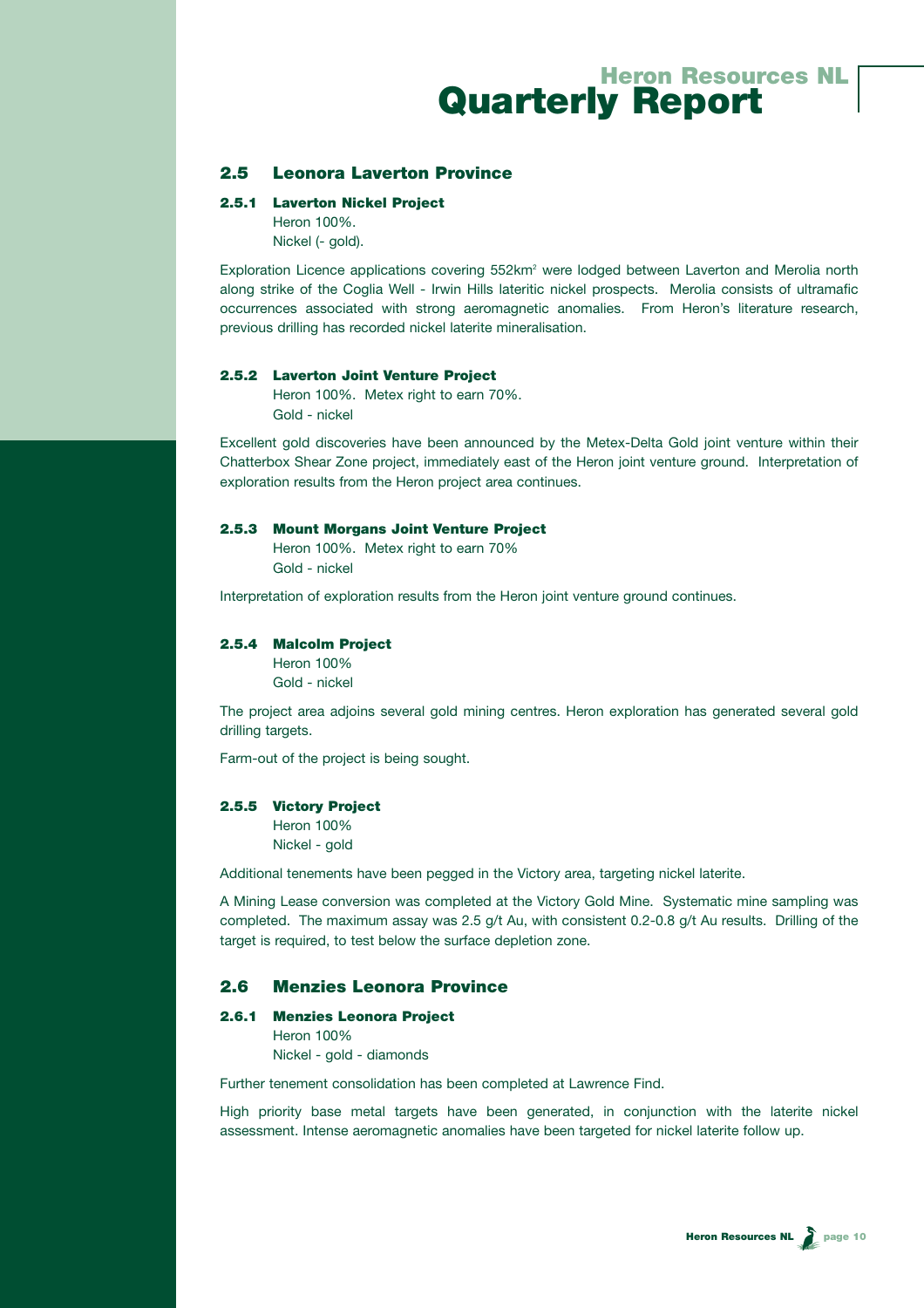## 2.5 Leonora Laverton Province

### 2.5.1 Laverton Nickel Project

Heron 100%.
Nickel (- gold).

Exploration Licence applications covering 552km$^2$ were lodged between Laverton and Merolia north along strike of the Coglia Well - Irwin Hills lateritic nickel prospects. Merolia consists of ultramafic occurrences associated with strong aeromagnetic anomalies. From Heron's literature research, previous drilling has recorded nickel laterite mineralisation.

### 2.5.2 Laverton Joint Venture Project

Heron 100%. Metex right to earn 70%.
Gold - nickel

Excellent gold discoveries have been announced by the Metex-Delta Gold joint venture within their Chatterbox Shear Zone project, immediately east of the Heron joint venture ground. Interpretation of exploration results from the Heron project area continues.

### 2.5.3 Mount Morgans Joint Venture Project

Heron 100%. Metex right to earn 70%
Gold - nickel

Interpretation of exploration results from the Heron joint venture ground continues.

### 2.5.4 Malcolm Project

Heron 100%
Gold - nickel

The project area adjoins several gold mining centres. Heron exploration has generated several gold drilling targets.

Farm-out of the project is being sought.

### 2.5.5 Victory Project

Heron 100%
Nickel - gold

Additional tenements have been pegged in the Victory area, targeting nickel laterite.

A Mining Lease conversion was completed at the Victory Gold Mine. Systematic mine sampling was completed. The maximum assay was 2.5 g/t Au, with consistent 0.2-0.8 g/t Au results. Drilling of the target is required, to test below the surface depletion zone.

## 2.6 Menzies Leonora Province

### 2.6.1 Menzies Leonora Project

Heron 100%
Nickel - gold - diamonds

Further tenement consolidation has been completed at Lawrence Find.

High priority base metal targets have been generated, in conjunction with the laterite nickel assessment. Intense aeromagnetic anomalies have been targeted for nickel laterite follow up.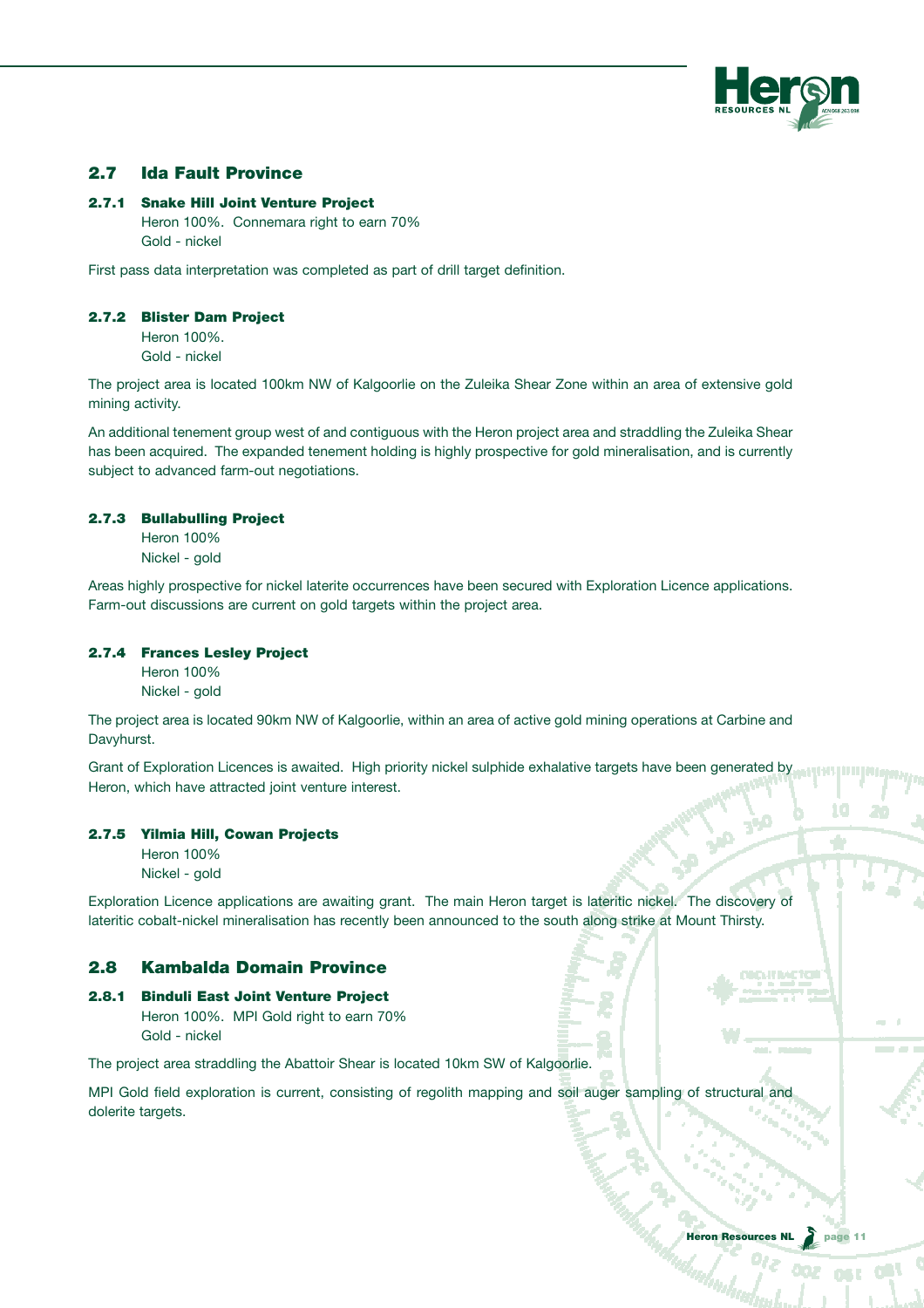## 2.7 Ida Fault Province

### 2.7.1 Snake Hill Joint Venture Project

Heron 100%. Connemara right to earn 70%
Gold - nickel

First pass data interpretation was completed as part of drill target definition.

### 2.7.2 Blister Dam Project

Heron 100%.
Gold - nickel

The project area is located 100km NW of Kalgoorlie on the Zuleika Shear Zone within an area of extensive gold mining activity.

An additional tenement group west of and contiguous with the Heron project area and straddling the Zuleika Shear has been acquired. The expanded tenement holding is highly prospective for gold mineralisation, and is currently subject to advanced farm-out negotiations.

### 2.7.3 Bullabulling Project

Heron 100%
Nickel - gold

Areas highly prospective for nickel laterite occurrences have been secured with Exploration Licence applications. Farm-out discussions are current on gold targets within the project area.

### 2.7.4 Frances Lesley Project

Heron 100%
Nickel - gold

The project area is located 90km NW of Kalgoorlie, within an area of active gold mining operations at Carbine and Davyhurst.

Grant of Exploration Licences is awaited. High priority nickel sulphide exhalative targets have been generated by Heron, which have attracted joint venture interest.

### 2.7.5 Yilmia Hill, Cowan Projects

Heron 100%
Nickel - gold

Exploration Licence applications are awaiting grant. The main Heron target is lateritic nickel. The discovery of lateritic cobalt-nickel mineralisation has recently been announced to the south along strike at Mount Thirsty.

## 2.8 Kambalda Domain Province

### 2.8.1 Binduli East Joint Venture Project

Heron 100%. MPI Gold right to earn 70%
Gold - nickel

The project area straddling the Abattoir Shear is located 10km SW of Kalgoorlie.

MPI Gold field exploration is current, consisting of regolith mapping and soil auger sampling of structural and dolerite targets.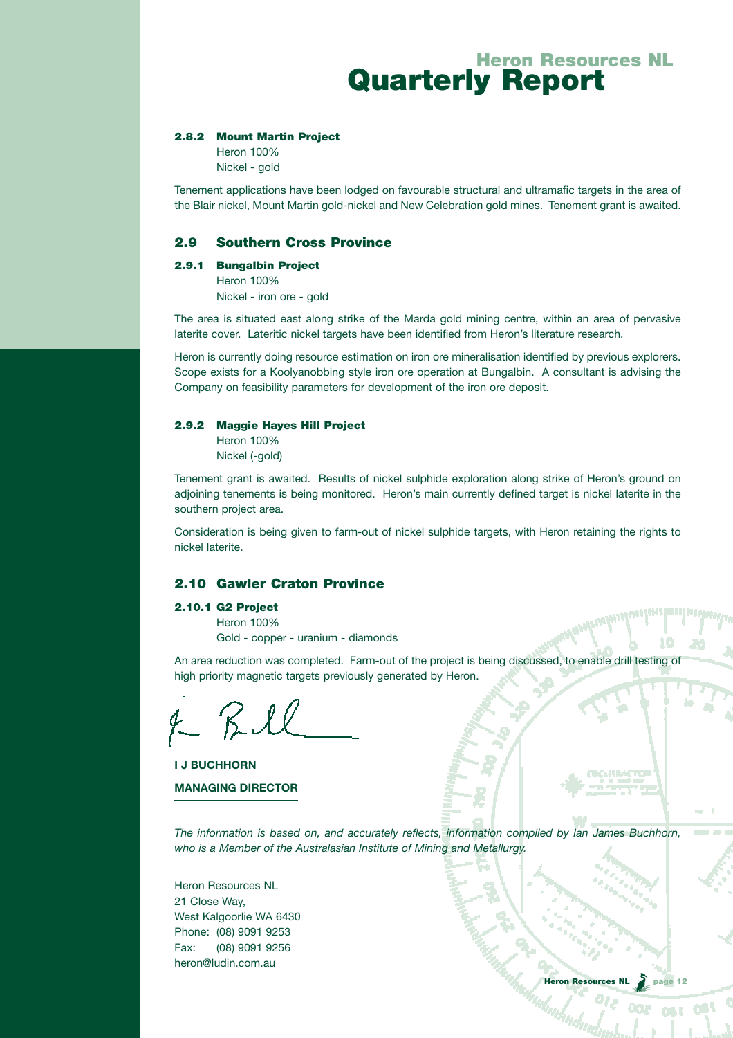#### 2.8.2 Mount Martin Project

Heron 100%
Nickel - gold

Tenement applications have been lodged on favourable structural and ultramafic targets in the area of the Blair nickel, Mount Martin gold-nickel and New Celebration gold mines. Tenement grant is awaited.

### 2.9 Southern Cross Province

#### 2.9.1 Bungalbin Project

Heron 100%
Nickel - iron ore - gold

The area is situated east along strike of the Marda gold mining centre, within an area of pervasive laterite cover. Lateritic nickel targets have been identified from Heron's literature research.

Heron is currently doing resource estimation on iron ore mineralisation identified by previous explorers. Scope exists for a Koolyanobbing style iron ore operation at Bungalbin. A consultant is advising the Company on feasibility parameters for development of the iron ore deposit.

#### 2.9.2 Maggie Hayes Hill Project

Heron 100%
Nickel (-gold)

Tenement grant is awaited. Results of nickel sulphide exploration along strike of Heron's ground on adjoining tenements is being monitored. Heron's main currently defined target is nickel laterite in the southern project area.

Consideration is being given to farm-out of nickel sulphide targets, with Heron retaining the rights to nickel laterite.

### 2.10 Gawler Craton Province

#### 2.10.1 G2 Project

Heron 100%
Gold - copper - uranium - diamonds

An area reduction was completed. Farm-out of the project is being discussed, to enable drill testing of high priority magnetic targets previously generated by Heron.

**I J BUCHHORN**

**MANAGING DIRECTOR**

*The information is based on, and accurately reflects, information compiled by Ian James Buchhorn, who is a Member of the Australasian Institute of Mining and Metallurgy.*

Heron Resources NL
21 Close Way,
West Kalgoorlie WA 6430
Phone: (08) 9091 9253
Fax: (08) 9091 9256
heron@ludin.com.au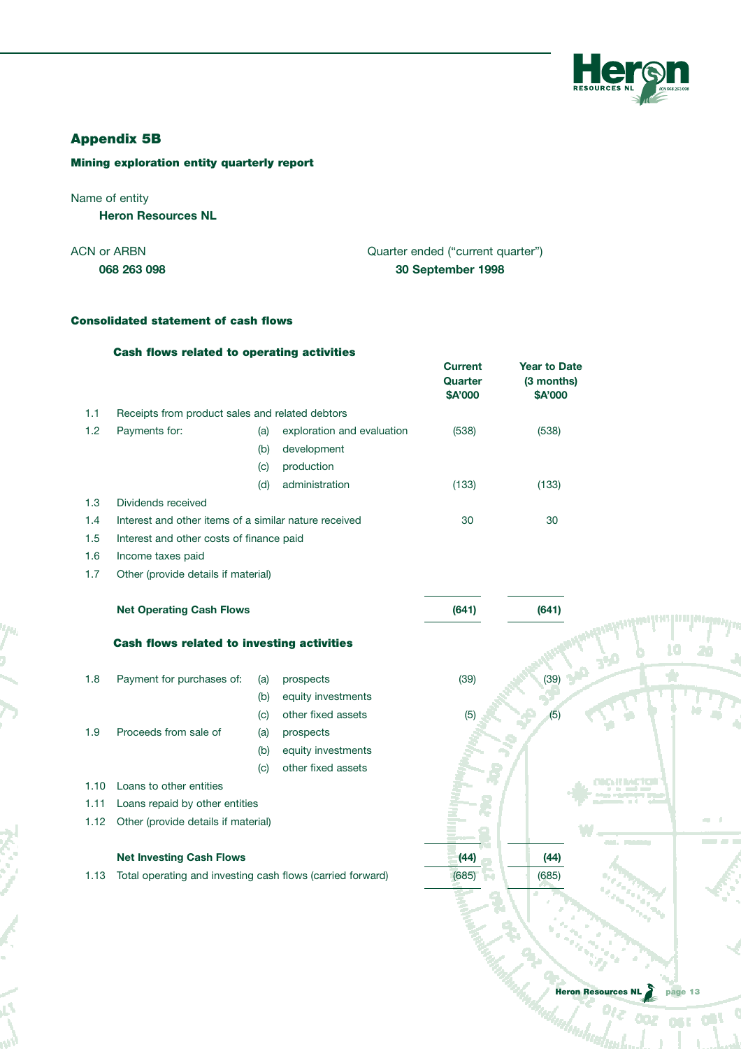## Appendix 5B

### Mining exploration entity quarterly report

Name of entity

**Heron Resources NL**

ACN or ARBN

**068 263 098**

Quarter ended ("current quarter")

**30 September 1998**

### Consolidated statement of cash flows

| | | | | Current Quarter $A'000 | Year to Date (3 months) $A'000 |
|---|---|---|---|---|---|
| | **Cash flows related to operating activities** | | | | |
| 1.1 | Receipts from product sales and related debtors | | | | |
| 1.2 | Payments for: | (a) | exploration and evaluation | (538) | (538) |
| | | (b) | development | | |
| | | (c) | production | | |
| | | (d) | administration | (133) | (133) |
| 1.3 | Dividends received | | | | |
| 1.4 | Interest and other items of a similar nature received | | | 30 | 30 |
| 1.5 | Interest and other costs of finance paid | | | | |
| 1.6 | Income taxes paid | | | | |
| 1.7 | Other (provide details if material) | | | | |
| | **Net Operating Cash Flows** | | | **(641)** | **(641)** |
| | **Cash flows related to investing activities** | | | | |
| 1.8 | Payment for purchases of: | (a) | prospects | (39) | (39) |
| | | (b) | equity investments | | |
| | | (c) | other fixed assets | (5) | (5) |
| 1.9 | Proceeds from sale of | (a) | prospects | | |
| | | (b) | equity investments | | |
| | | (c) | other fixed assets | | |
| 1.10 | Loans to other entities | | | | |
| 1.11 | Loans repaid by other entities | | | | |
| 1.12 | Other (provide details if material) | | | | |
| | **Net Investing Cash Flows** | | | **(44)** | **(44)** |
| 1.13 | Total operating and investing cash flows (carried forward) | | | (685) | (685) |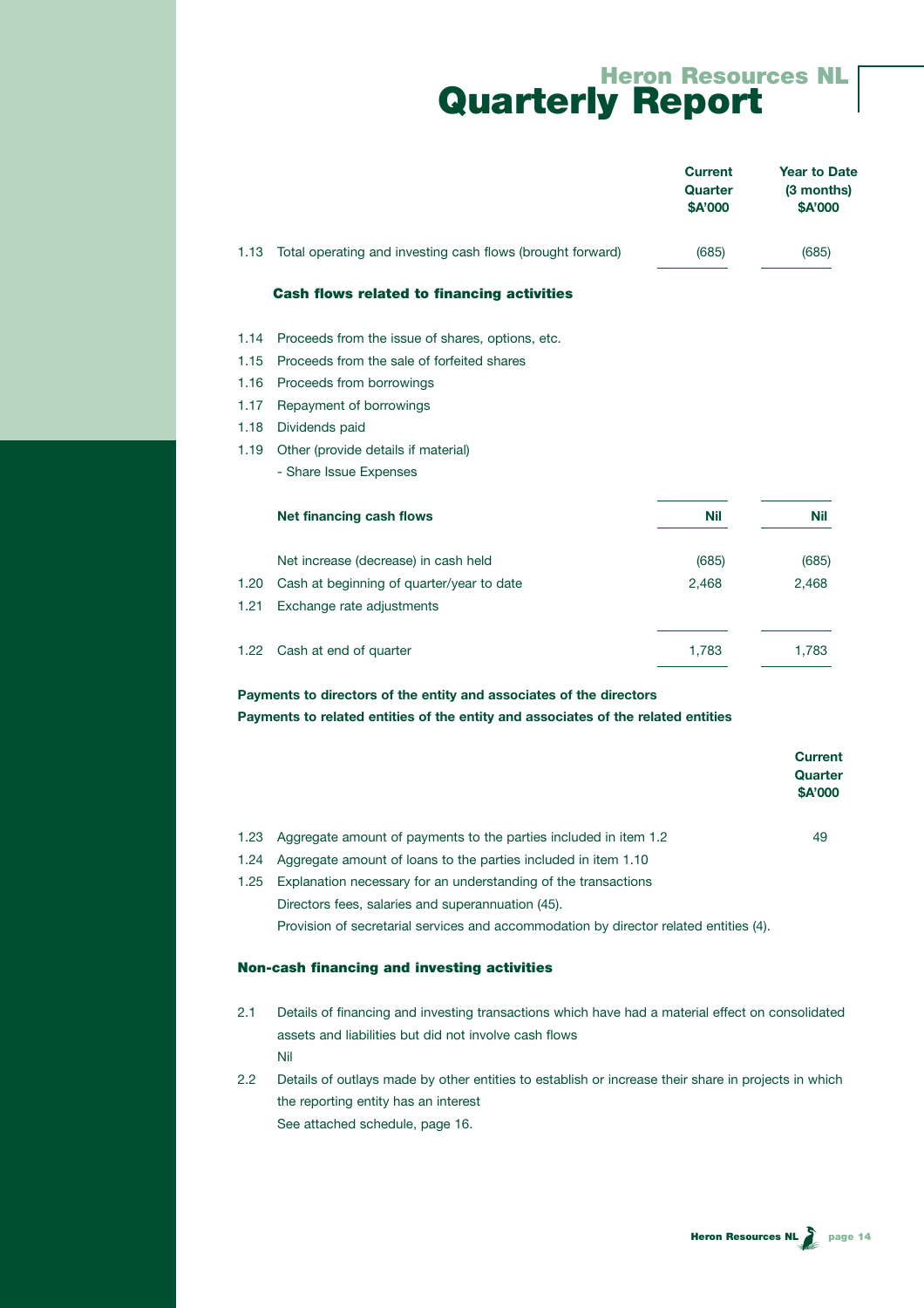# Heron Resources NL Quarterly Report

| | | Current Quarter $A'000 | Year to Date (3 months) $A'000 |
|---|---|---|---|
| 1.13 | Total operating and investing cash flows (brought forward) | (685) | (685) |
| | **Cash flows related to financing activities** | | |
| 1.14 | Proceeds from the issue of shares, options, etc. | | |
| 1.15 | Proceeds from the sale of forfeited shares | | |
| 1.16 | Proceeds from borrowings | | |
| 1.17 | Repayment of borrowings | | |
| 1.18 | Dividends paid | | |
| 1.19 | Other (provide details if material)<br>- Share Issue Expenses | | |
| | **Net financing cash flows** | **Nil** | **Nil** |
| | Net increase (decrease) in cash held | (685) | (685) |
| 1.20 | Cash at beginning of quarter/year to date | 2,468 | 2,468 |
| 1.21 | Exchange rate adjustments | | |
| 1.22 | Cash at end of quarter | 1,783 | 1,783 |

**Payments to directors of the entity and associates of the directors**
**Payments to related entities of the entity and associates of the related entities**

| | | Current Quarter $A'000 |
|---|---|---|
| 1.23 | Aggregate amount of payments to the parties included in item 1.2 | 49 |
| 1.24 | Aggregate amount of loans to the parties included in item 1.10 | |

1.25 Explanation necessary for an understanding of the transactions

Directors fees, salaries and superannuation (45).

Provision of secretarial services and accommodation by director related entities (4).

### Non-cash financing and investing activities

2.1 Details of financing and investing transactions which have had a material effect on consolidated assets and liabilities but did not involve cash flows

Nil

2.2 Details of outlays made by other entities to establish or increase their share in projects in which the reporting entity has an interest

See attached schedule, page 16.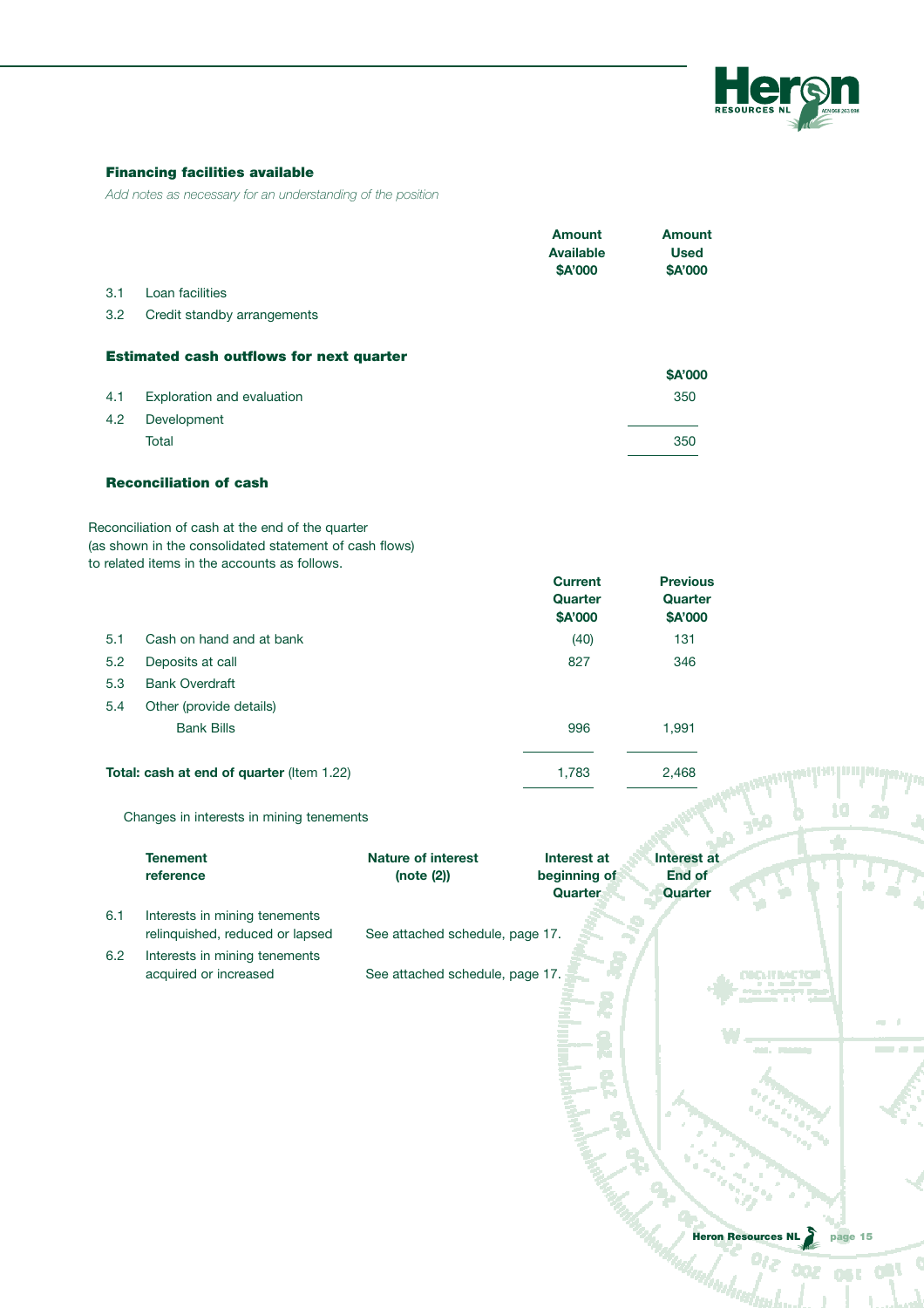### Financing facilities available

*Add notes as necessary for an understanding of the position*

| | | Amount Available $A'000 | Amount Used $A'000 |
|---|---|---|---|
| 3.1 | Loan facilities | | |
| 3.2 | Credit standby arrangements | | |

### Estimated cash outflows for next quarter

| | | $A'000 |
|---|---|---|
| 4.1 | Exploration and evaluation | 350 |
| 4.2 | Development | |
| | Total | 350 |

### Reconciliation of cash

Reconciliation of cash at the end of the quarter (as shown in the consolidated statement of cash flows) to related items in the accounts as follows.

| | | Current Quarter $A'000 | Previous Quarter $A'000 |
|---|---|---|---|
| 5.1 | Cash on hand and at bank | (40) | 131 |
| 5.2 | Deposits at call | 827 | 346 |
| 5.3 | Bank Overdraft | | |
| 5.4 | Other (provide details) | | |
| | Bank Bills | 996 | 1,991 |
| **Total: cash at end of quarter** (Item 1.22) | | 1,783 | 2,468 |

Changes in interests in mining tenements

| | Tenement reference | Nature of interest (note (2)) | Interest at beginning of Quarter | Interest at End of Quarter |
|---|---|---|---|---|
| 6.1 | Interests in mining tenements relinquished, reduced or lapsed | See attached schedule, page 17. | | |
| 6.2 | Interests in mining tenements acquired or increased | See attached schedule, page 17. | | |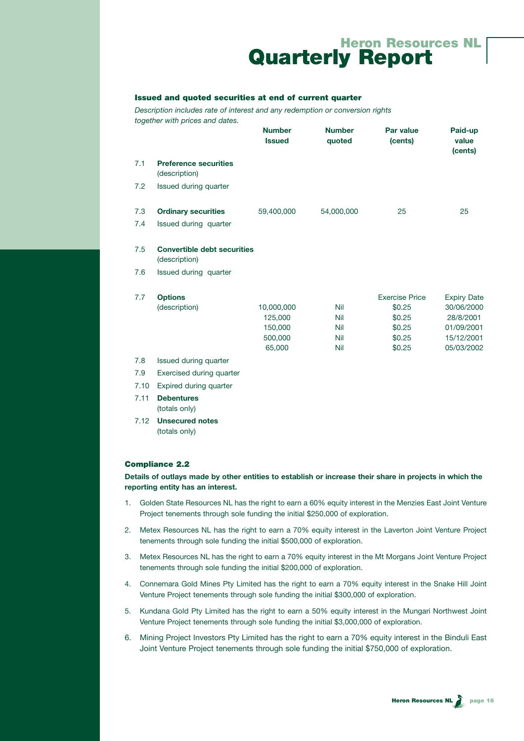# Heron Resources NL Quarterly Report

### Issued and quoted securities at end of current quarter

*Description includes rate of interest and any redemption or conversion rights together with prices and dates.*

| | | Number Issued | Number quoted | Par value (cents) | Paid-up value (cents) |
|---|---|---|---|---|---|
| 7.1 | **Preference securities** (description) | | | | |
| 7.2 | Issued during quarter | | | | |
| 7.3 | **Ordinary securities** | 59,400,000 | 54,000,000 | 25 | 25 |
| 7.4 | Issued during quarter | | | | |
| 7.5 | **Convertible debt securities** (description) | | | | |
| 7.6 | Issued during quarter | | | | |
| 7.7 | **Options** | | | Exercise Price | Expiry Date |
| | (description) | 10,000,000 | Nil | $0.25 | 30/06/2000 |
| | | 125,000 | Nil | $0.25 | 28/8/2001 |
| | | 150,000 | Nil | $0.25 | 01/09/2001 |
| | | 500,000 | Nil | $0.25 | 15/12/2001 |
| | | 65,000 | Nil | $0.25 | 05/03/2002 |
| 7.8 | Issued during quarter | | | | |
| 7.9 | Exercised during quarter | | | | |
| 7.10 | Expired during quarter | | | | |
| 7.11 | **Debentures** (totals only) | | | | |
| 7.12 | **Unsecured notes** (totals only) | | | | |

### Compliance 2.2

**Details of outlays made by other entities to establish or increase their share in projects in which the reporting entity has an interest.**

1. Golden State Resources NL has the right to earn a 60% equity interest in the Menzies East Joint Venture Project tenements through sole funding the initial $250,000 of exploration.
2. Metex Resources NL has the right to earn a 70% equity interest in the Laverton Joint Venture Project tenements through sole funding the initial $500,000 of exploration.
3. Metex Resources NL has the right to earn a 70% equity interest in the Mt Morgans Joint Venture Project tenements through sole funding the initial $200,000 of exploration.
4. Connemara Gold Mines Pty Limited has the right to earn a 70% equity interest in the Snake Hill Joint Venture Project tenements through sole funding the initial $300,000 of exploration.
5. Kundana Gold Pty Limited has the right to earn a 50% equity interest in the Mungari Northwest Joint Venture Project tenements through sole funding the initial $3,000,000 of exploration.
6. Mining Project Investors Pty Limited has the right to earn a 70% equity interest in the Binduli East Joint Venture Project tenements through sole funding the initial $750,000 of exploration.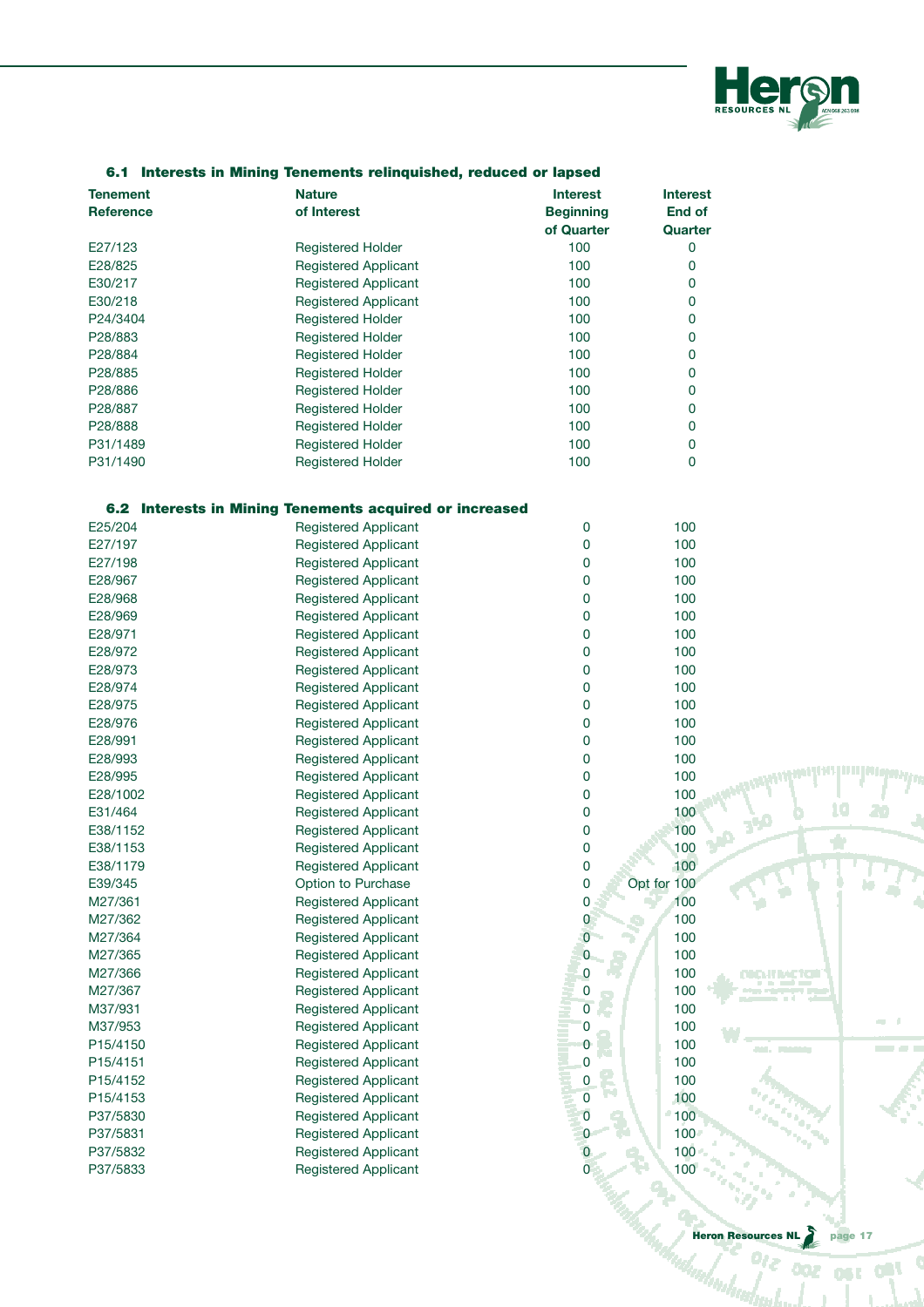### 6.1 Interests in Mining Tenements relinquished, reduced or lapsed

| Tenement Reference | Nature of Interest | Interest Beginning of Quarter | Interest End of Quarter |
|---|---|---|---|
| E27/123 | Registered Holder | 100 | 0 |
| E28/825 | Registered Applicant | 100 | 0 |
| E30/217 | Registered Applicant | 100 | 0 |
| E30/218 | Registered Applicant | 100 | 0 |
| P24/3404 | Registered Holder | 100 | 0 |
| P28/883 | Registered Holder | 100 | 0 |
| P28/884 | Registered Holder | 100 | 0 |
| P28/885 | Registered Holder | 100 | 0 |
| P28/886 | Registered Holder | 100 | 0 |
| P28/887 | Registered Holder | 100 | 0 |
| P28/888 | Registered Holder | 100 | 0 |
| P31/1489 | Registered Holder | 100 | 0 |
| P31/1490 | Registered Holder | 100 | 0 |

### 6.2 Interests in Mining Tenements acquired or increased

| Tenement Reference | Nature of Interest | Interest Beginning of Quarter | Interest End of Quarter |
|---|---|---|---|
| E25/204 | Registered Applicant | 0 | 100 |
| E27/197 | Registered Applicant | 0 | 100 |
| E27/198 | Registered Applicant | 0 | 100 |
| E28/967 | Registered Applicant | 0 | 100 |
| E28/968 | Registered Applicant | 0 | 100 |
| E28/969 | Registered Applicant | 0 | 100 |
| E28/971 | Registered Applicant | 0 | 100 |
| E28/972 | Registered Applicant | 0 | 100 |
| E28/973 | Registered Applicant | 0 | 100 |
| E28/974 | Registered Applicant | 0 | 100 |
| E28/975 | Registered Applicant | 0 | 100 |
| E28/976 | Registered Applicant | 0 | 100 |
| E28/991 | Registered Applicant | 0 | 100 |
| E28/993 | Registered Applicant | 0 | 100 |
| E28/995 | Registered Applicant | 0 | 100 |
| E28/1002 | Registered Applicant | 0 | 100 |
| E31/464 | Registered Applicant | 0 | 100 |
| E38/1152 | Registered Applicant | 0 | 100 |
| E38/1153 | Registered Applicant | 0 | 100 |
| E38/1179 | Registered Applicant | 0 | 100 |
| E39/345 | Option to Purchase | 0 | Opt for 100 |
| M27/361 | Registered Applicant | 0 | 100 |
| M27/362 | Registered Applicant | 0 | 100 |
| M27/364 | Registered Applicant | 0 | 100 |
| M27/365 | Registered Applicant | 0 | 100 |
| M27/366 | Registered Applicant | 0 | 100 |
| M27/367 | Registered Applicant | 0 | 100 |
| M37/931 | Registered Applicant | 0 | 100 |
| M37/953 | Registered Applicant | 0 | 100 |
| P15/4150 | Registered Applicant | 0 | 100 |
| P15/4151 | Registered Applicant | 0 | 100 |
| P15/4152 | Registered Applicant | 0 | 100 |
| P15/4153 | Registered Applicant | 0 | 100 |
| P37/5830 | Registered Applicant | 0 | 100 |
| P37/5831 | Registered Applicant | 0 | 100 |
| P37/5832 | Registered Applicant | 0 | 100 |
| P37/5833 | Registered Applicant | 0 | 100 |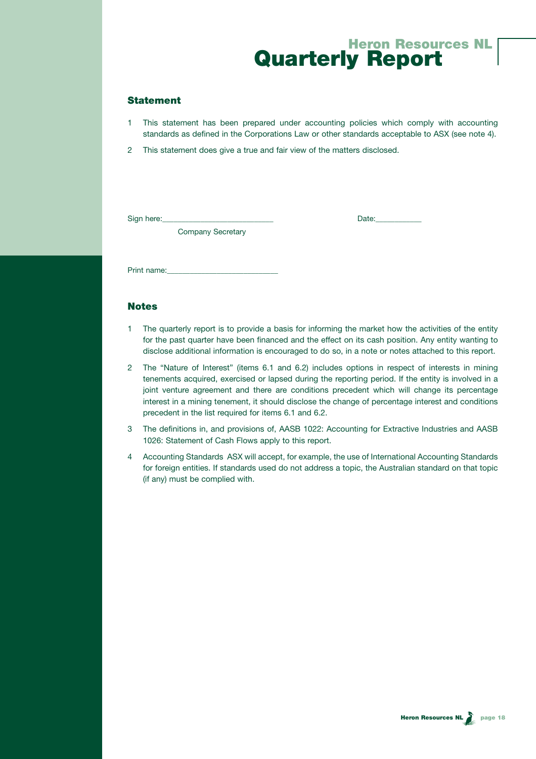## Statement

1. This statement has been prepared under accounting policies which comply with accounting standards as defined in the Corporations Law or other standards acceptable to ASX (see note 4).
2. This statement does give a true and fair view of the matters disclosed.

Sign here:___________________________ Date:___________

Company Secretary

Print name:___________________________

## Notes

1. The quarterly report is to provide a basis for informing the market how the activities of the entity for the past quarter have been financed and the effect on its cash position. Any entity wanting to disclose additional information is encouraged to do so, in a note or notes attached to this report.
2. The "Nature of Interest" (items 6.1 and 6.2) includes options in respect of interests in mining tenements acquired, exercised or lapsed during the reporting period. If the entity is involved in a joint venture agreement and there are conditions precedent which will change its percentage interest in a mining tenement, it should disclose the change of percentage interest and conditions precedent in the list required for items 6.1 and 6.2.
3. The definitions in, and provisions of, AASB 1022: Accounting for Extractive Industries and AASB 1026: Statement of Cash Flows apply to this report.
4. Accounting Standards ASX will accept, for example, the use of International Accounting Standards for foreign entities. If standards used do not address a topic, the Australian standard on that topic (if any) must be complied with.